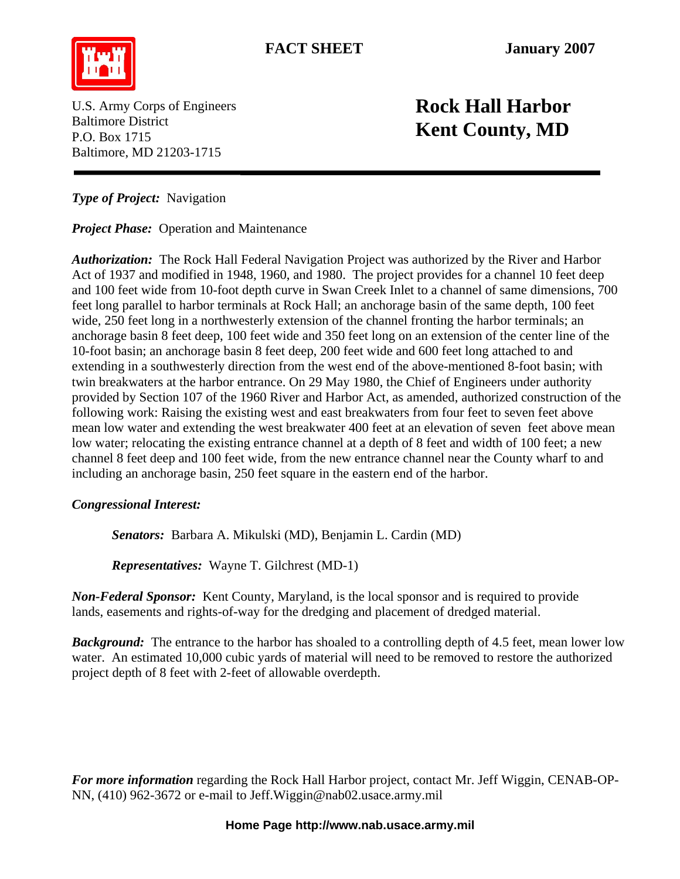**FACT SHEET** **January 2007**

U.S. Army Corps of Engineers
Baltimore District
P.O. Box 1715
Baltimore, MD 21203-1715

# Rock Hall Harbor
# Kent County, MD

***Type of Project:*** Navigation

***Project Phase:*** Operation and Maintenance

***Authorization:*** The Rock Hall Federal Navigation Project was authorized by the River and Harbor Act of 1937 and modified in 1948, 1960, and 1980. The project provides for a channel 10 feet deep and 100 feet wide from 10-foot depth curve in Swan Creek Inlet to a channel of same dimensions, 700 feet long parallel to harbor terminals at Rock Hall; an anchorage basin of the same depth, 100 feet wide, 250 feet long in a northwesterly extension of the channel fronting the harbor terminals; an anchorage basin 8 feet deep, 100 feet wide and 350 feet long on an extension of the center line of the 10-foot basin; an anchorage basin 8 feet deep, 200 feet wide and 600 feet long attached to and extending in a southwesterly direction from the west end of the above-mentioned 8-foot basin; with twin breakwaters at the harbor entrance. On 29 May 1980, the Chief of Engineers under authority provided by Section 107 of the 1960 River and Harbor Act, as amended, authorized construction of the following work: Raising the existing west and east breakwaters from four feet to seven feet above mean low water and extending the west breakwater 400 feet at an elevation of seven feet above mean low water; relocating the existing entrance channel at a depth of 8 feet and width of 100 feet; a new channel 8 feet deep and 100 feet wide, from the new entrance channel near the County wharf to and including an anchorage basin, 250 feet square in the eastern end of the harbor.

***Congressional Interest:***

> ***Senators:*** Barbara A. Mikulski (MD), Benjamin L. Cardin (MD)
>
> ***Representatives:*** Wayne T. Gilchrest (MD-1)

***Non-Federal Sponsor:*** Kent County, Maryland, is the local sponsor and is required to provide lands, easements and rights-of-way for the dredging and placement of dredged material.

***Background:*** The entrance to the harbor has shoaled to a controlling depth of 4.5 feet, mean lower low water. An estimated 10,000 cubic yards of material will need to be removed to restore the authorized project depth of 8 feet with 2-feet of allowable overdepth.

***For more information*** regarding the Rock Hall Harbor project, contact Mr. Jeff Wiggin, CENAB-OP-NN, (410) 962-3672 or e-mail to Jeff.Wiggin@nab02.usace.army.mil

**Home Page http://www.nab.usace.army.mil**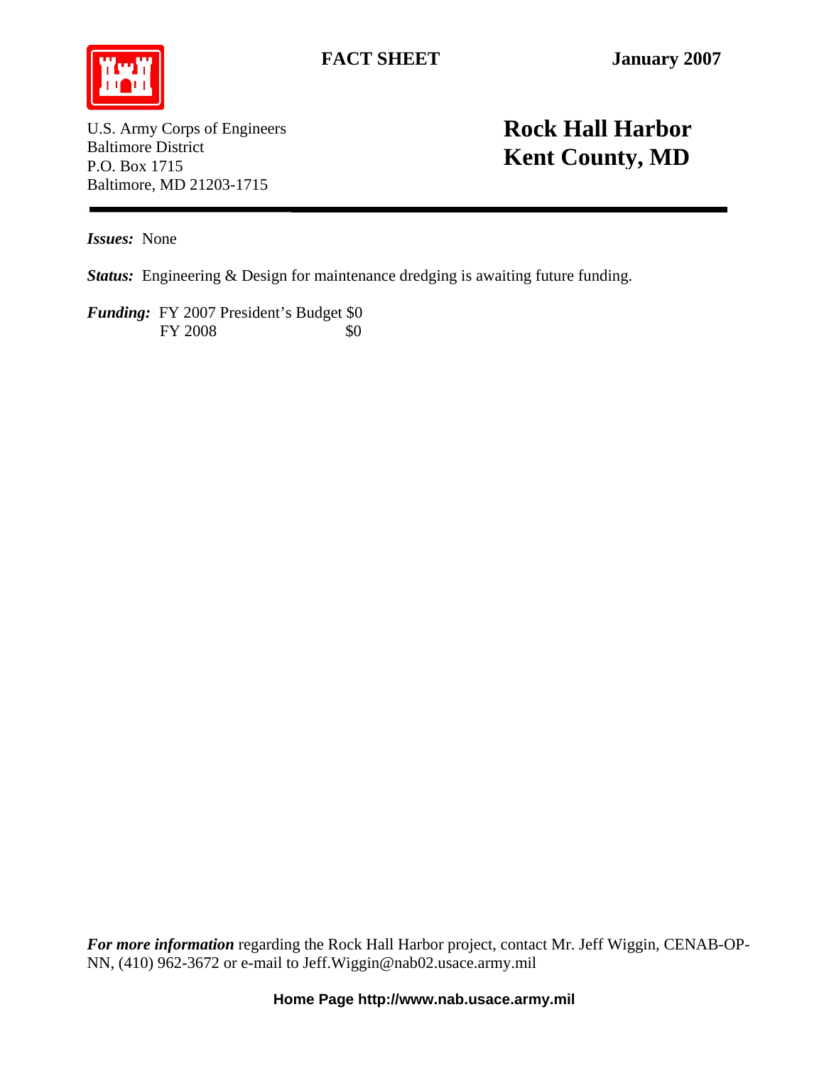**FACT SHEET** **January 2007**

U.S. Army Corps of Engineers
Baltimore District
P.O. Box 1715
Baltimore, MD 21203-1715

# Rock Hall Harbor
# Kent County, MD

***Issues:*** None

***Status:*** Engineering & Design for maintenance dredging is awaiting future funding.

***Funding:*** FY 2007 President's Budget $0
FY 2008 $0

***For more information*** regarding the Rock Hall Harbor project, contact Mr. Jeff Wiggin, CENAB-OP-NN, (410) 962-3672 or e-mail to Jeff.Wiggin@nab02.usace.army.mil

**Home Page http://www.nab.usace.army.mil**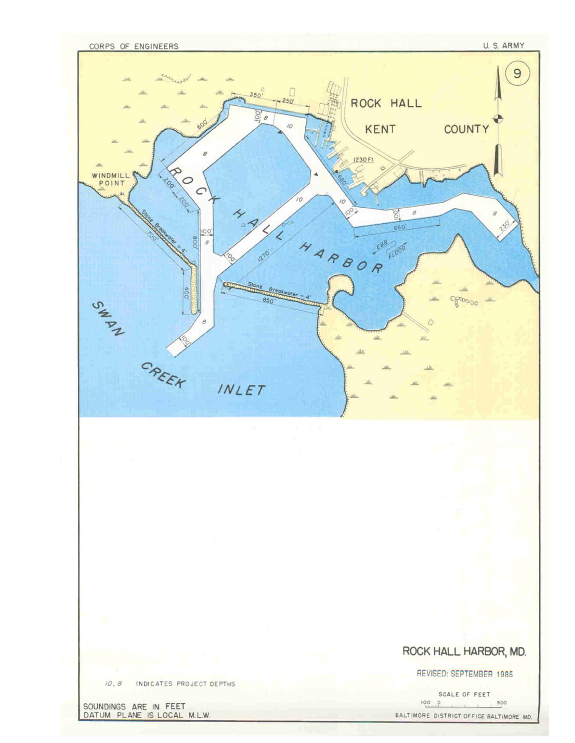CORPS OF ENGINEERS

U. S. ARMY

9

ROCK HALL

KENT COUNTY

WINDMILL POINT

ROCK HALL HARBOR

SWAN CREEK INLET

Stone Breakwater + 4'

Stone Breakwater + 4'

EBB

FLOOD

350' 250' 600' 100' 8 10 1230 Ft. 680' 200' 200' 100' 800' 8 10 10 100' 100' 8 8 660' 230' 700' 400' 100' 1270' 850' 8 100'

# ROCK HALL HARBOR, MD.

REVISED: SEPTEMBER 1985

10, 8 INDICATES PROJECT DEPTHS

SOUNDINGS ARE IN FEET
DATUM PLANE IS LOCAL M.L.W.

SCALE OF FEET
100 0 500

BALTIMORE DISTRICT OFFICE BALTIMORE MD.